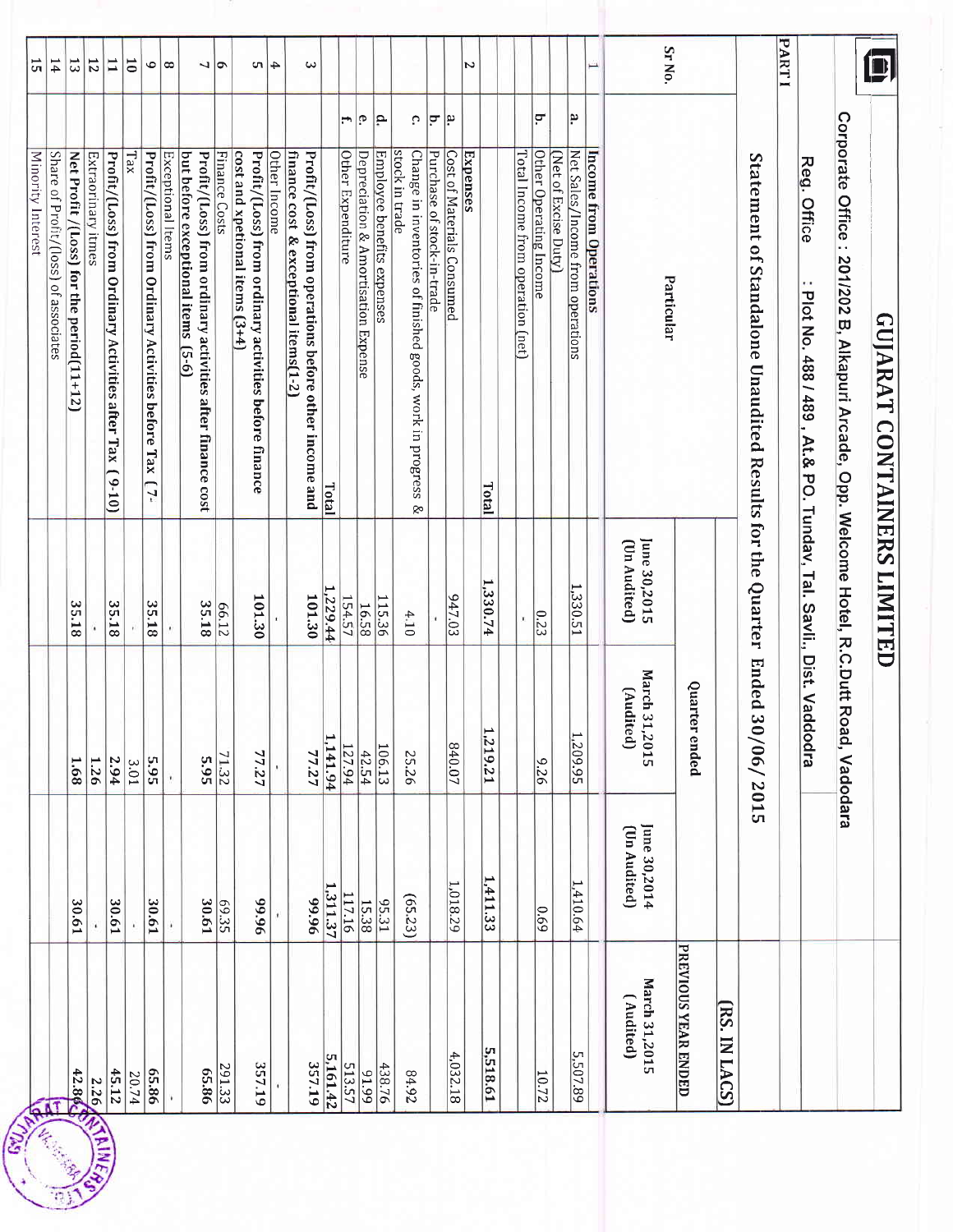# GUJARAT CONTAINERS LIMITED

**Corporate Office : 201/202 B, Alkapuri Arcade, Opp. Welcome Hotel, R.C.Dutt Road, Vadodara**

**Reg. Office : Plot No. 488 / 489 , At.& PO. Tundav, Tal. Savli., Dist. Vadodra**

**PART I**

## Statement of Standalone Unadited Results for the Quarter Ended 30/06/2015

(RS. IN LACS)

| Sr No. | | Particular | Quarter ended | | | PREVIOUS YEAR ENDED |
|---|---|---|---|---|---|---|
| | | | June 30,2015 (Un Audited) | March 31,2015 (Audited) | June 30,2014 (Un Audited) | March 31,2015 ( Audited) |
| 1 | | **Income from Operations** | | | | |
| | a. | Net Sales/Income from operations (Net of Excise Duty) | 1,330.51 | 1,209.95 | 1,410.64 | 5,507.89 |
| | b. | Other Operating Income | 0.23 | 9.26 | 0.69 | 10.72 |
| | | Total Income from operation (net) | - | | | |
| | | **Total** | **1,330.74** | **1,219.21** | **1,411.33** | **5,518.61** |
| 2 | | **Expenses** | | | | |
| | a. | Cost of Materials Consumed | 947.03 | 840.07 | 1,018.29 | 4,032.18 |
| | b. | Purchase of stock-in-trade | - | | | |
| | c. | Change in inventories of finished goods, work in progress & stock in trade | 4.10 | 25.26 | (65.23) | 84.92 |
| | d. | Employee benefits expenses | 115.36 | 106.13 | 95.31 | 438.76 |
| | e. | Depreciation & Amortisation Expense | 16.58 | 42.54 | 15.38 | 91.99 |
| | f. | Other Expenditure | 154.57 | 127.94 | 117.16 | 513.57 |
| | | **Total** | **1,229.44** | **1,141.94** | **1,311.37** | **5,161.42** |
| 3 | | **Profit/(Loss) from operations before other income and finance cost & exceptional items(1-2)** | **101.30** | **77.27** | **99.96** | **357.19** |
| 4 | | Other Income | - | - | - | - |
| 5 | | **Profit/(Loss) from ordinary activities before finance cost and xpetional items (3+4)** | **101.30** | **77.27** | **99.96** | **357.19** |
| 6 | | Finance Costs | 66.12 | 71.32 | 69.35 | 291.33 |
| 7 | | **Profit/(Loss) from ordinary activities after finance cost but before exceptional items (5-6)** | **35.18** | **5.95** | **30.61** | **65.86** |
| 8 | | Exceptional Items | - | - | - | - |
| 9 | | **Profit/(Loss) from Ordinary Activities before Tax (7-** | **35.18** | **5.95** | **30.61** | **65.86** |
| 10 | | Tax | - | 3.01 | - | 20.74 |
| 11 | | **Profit/(Loss) from Ordinary Activities after Tax ( 9-10)** | **35.18** | **2.94** | **30.61** | **45.12** |
| 12 | | Extraorinary itmes | - | 1.26 | - | 2.26 |
| 13 | | **Net Profit /(Loss) for the period(11+12)** | **35.18** | **1.68** | **30.61** | **42.86** |
| 14 | | Share of Profit/(loss) of associates | | | | |
| 15 | | Minority Interest | | | | |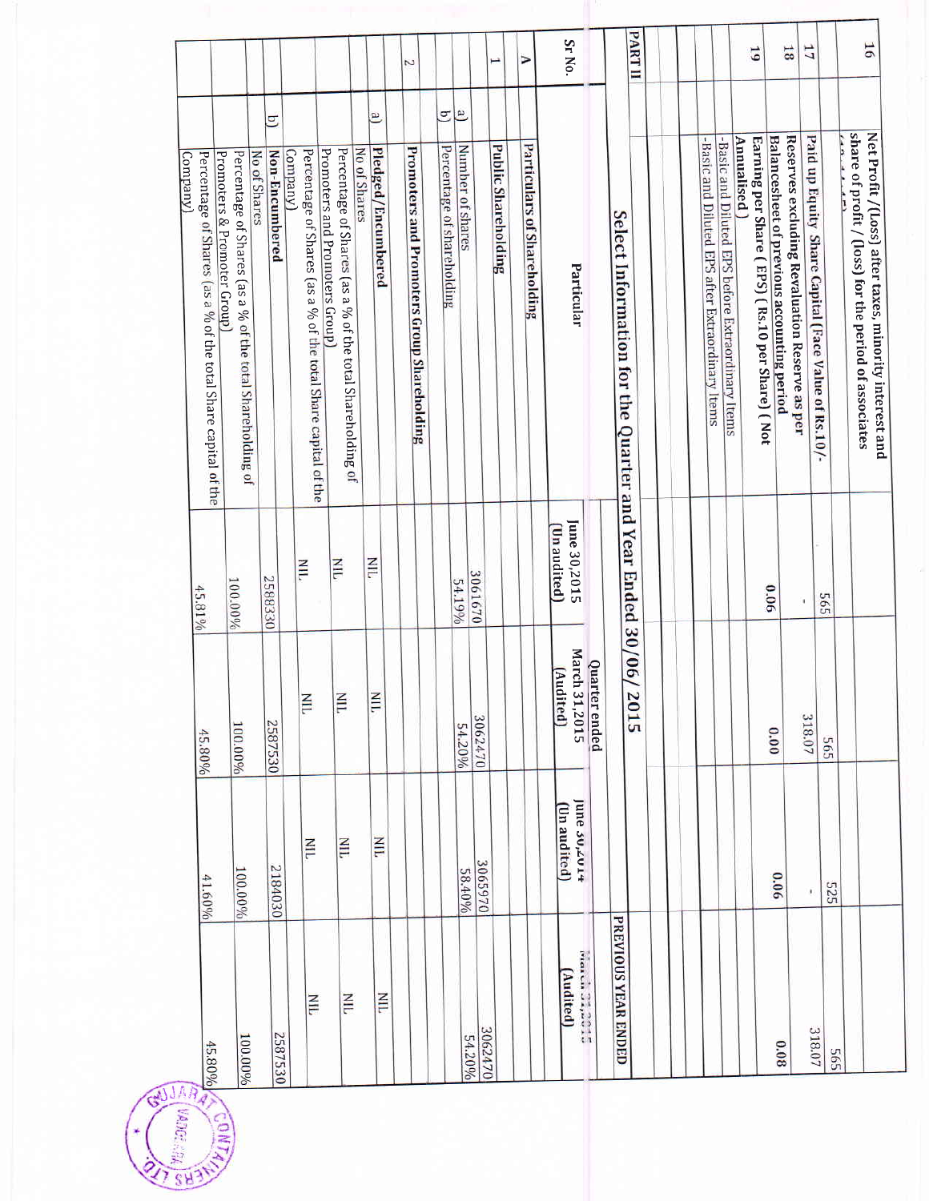| Sr No. | Particular | Quarter ended | | | PREVIOUS YEAR ENDED |
|---|---|---|---|---|---|
| | | June 30,2015 (Un audited) | March 31,2015 (Audited) | June 30,2014 (Un audited) | March 31,2015 (Audited) |
| 16 | Net Profit /(Loss) after taxes, minority interest and share of profit / (loss) for the period of associates | | | | |
| 17 | Paid up Equity Share Capital (Face Value of Rs.10/- | 565 | 565 | 525 | 565 |
| 18 | Reserves excluding Revaluation Reserve as per Balancesheet of previous accounting period | - | 318.07 | - | 318.07 |
| 19 | Earning per Share ( EPS) ( Rs.10 per Share) ( Not Annualised ) | 0.06 | 0.00 | 0.06 | 0.08 |
| | -Basic and Diluted EPS before Extraordinary Items | | | | |
| | -Basic and Diluted EPS after Extraordinary Items | | | | |

## PART II

## Select Information for the Quarter and Year Ended 30/06/ 2015

| Sr No. | Particular | Quarter ended | | | PREVIOUS YEAR ENDED |
|---|---|---|---|---|---|
| | | June 30,2015 (Un audited) | March 31,2015 (Audited) | June 30,2014 (Un audited) | March 31,2015 (Audited) |
| A | **Particulars of Shareholding** | | | | |
| 1 | **Public Shareholding** | | | | |
| a) | Number of shares | 3061670 | 3062470 | 3065970 | 3062470 |
| b) | Percentage of shareholding | 54.19% | 54.20% | 58.40% | 54.20% |
| 2 | **Promoters and Promoters Group Shareholding** | | | | |
| a) | **Pledged/Encumbered** | | | | |
| | No of Shares | NIL | NIL | NIL | NIL |
| | Percentage of Shares (as a % of the total Shareholding of Promoters and Promoters Group) | NIL | NIL | NIL | NIL |
| | Percentage of Shares (as a % of the total Share capital of the Company) | NIL | NIL | NIL | NIL |
| b) | **Non-Encumbered** | | | | |
| | No of Shares | 2588330 | 2587530 | 2184030 | 2587530 |
| | Percentage of Shares (as a % of the total Shareholding of Promoters & Promoter Group) | 100.00% | 100.00% | 100.00% | 100.00% |
| | Percentage of Shares (as a % of the total Share capital of the Company) | 45.81% | 45.80% | 41.60% | 45.80% |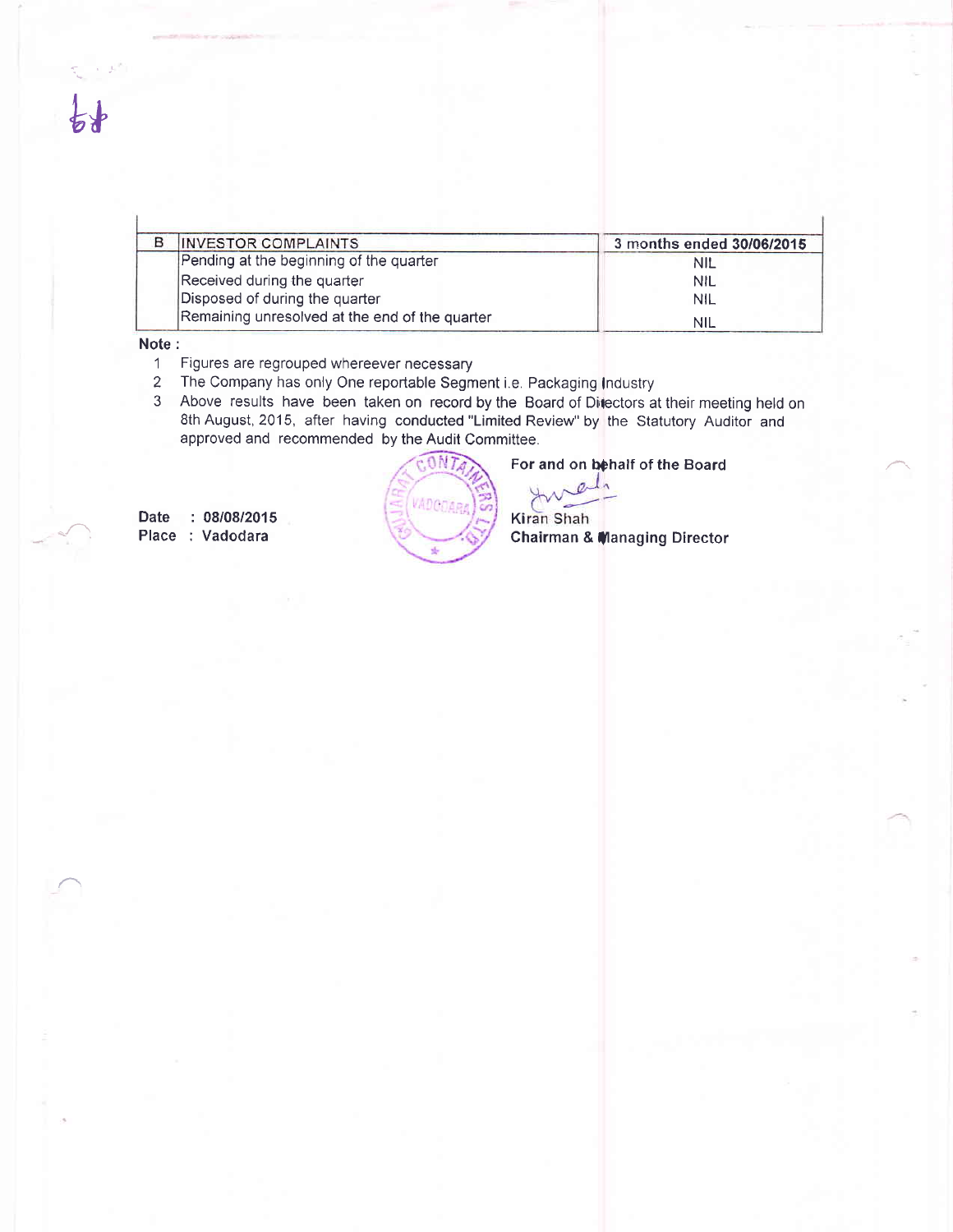| B | INVESTOR COMPLAINTS | 3 months ended 30/06/2015 |
|---|---|---|
| | Pending at the beginning of the quarter | NIL |
| | Received during the quarter | NIL |
| | Disposed of during the quarter | NIL |
| | Remaining unresolved at the end of the quarter | NIL |

**Note :**

1. Figures are regrouped whereever necessary
2. The Company has only One reportable Segment i.e. Packaging Industry
3. Above results have been taken on record by the Board of Directors at their meeting held on 8th August, 2015, after having conducted "Limited Review" by the Statutory Auditor and approved and recommended by the Audit Committee.

**For and on behalf of the Board**

Kiran Shah
**Chairman & Managing Director**

**Date : 08/08/2015**
**Place : Vadodara**